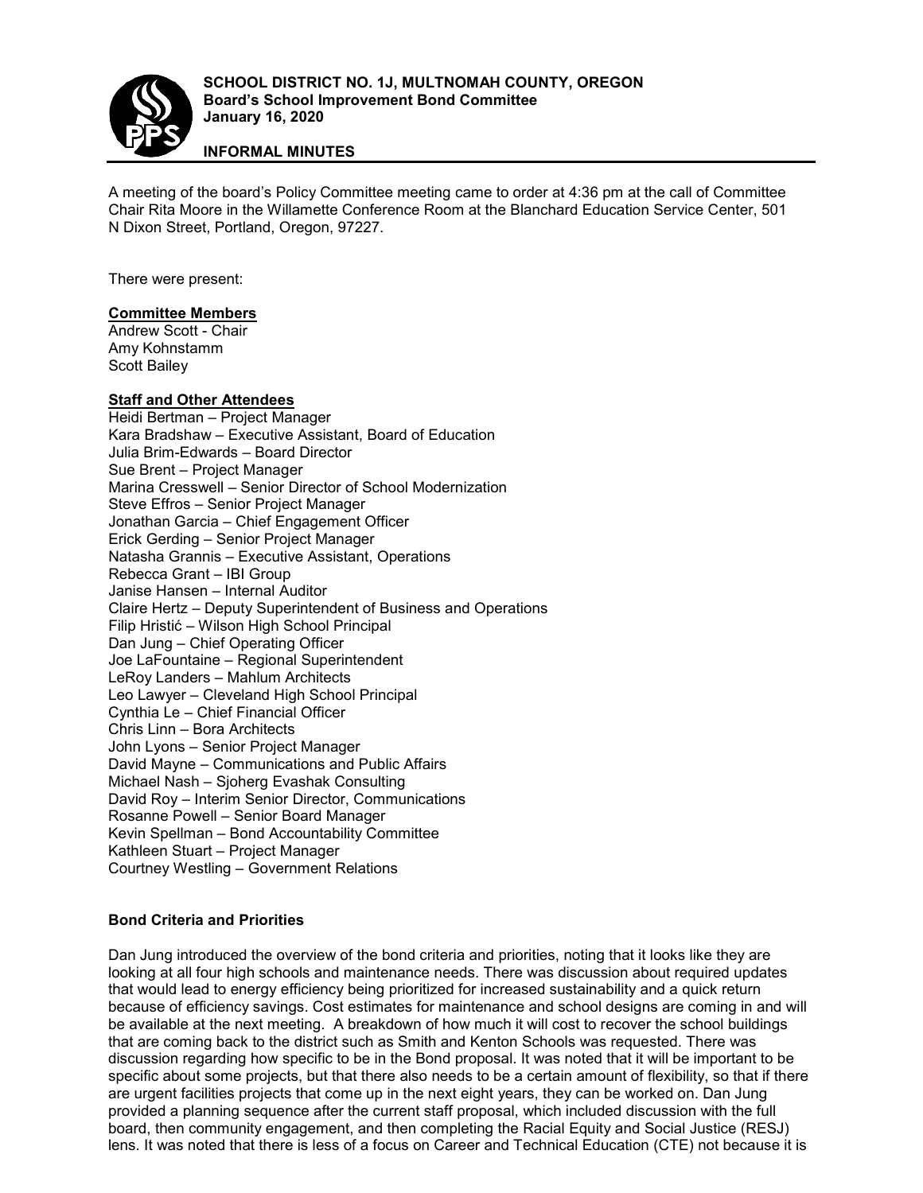**SCHOOL DISTRICT NO. 1J, MULTNOMAH COUNTY, OREGON**
**Board's School Improvement Bond Committee**
**January 16, 2020**

**INFORMAL MINUTES**

A meeting of the board's Policy Committee meeting came to order at 4:36 pm at the call of Committee Chair Rita Moore in the Willamette Conference Room at the Blanchard Education Service Center, 501 N Dixon Street, Portland, Oregon, 97227.

There were present:

**Committee Members**
Andrew Scott - Chair
Amy Kohnstamm
Scott Bailey

**Staff and Other Attendees**
Heidi Bertman – Project Manager
Kara Bradshaw – Executive Assistant, Board of Education
Julia Brim-Edwards – Board Director
Sue Brent – Project Manager
Marina Cresswell – Senior Director of School Modernization
Steve Effros – Senior Project Manager
Jonathan Garcia – Chief Engagement Officer
Erick Gerding – Senior Project Manager
Natasha Grannis – Executive Assistant, Operations
Rebecca Grant – IBI Group
Janise Hansen – Internal Auditor
Claire Hertz – Deputy Superintendent of Business and Operations
Filip Hristić – Wilson High School Principal
Dan Jung – Chief Operating Officer
Joe LaFountaine – Regional Superintendent
LeRoy Landers – Mahlum Architects
Leo Lawyer – Cleveland High School Principal
Cynthia Le – Chief Financial Officer
Chris Linn – Bora Architects
John Lyons – Senior Project Manager
David Mayne – Communications and Public Affairs
Michael Nash – Sjoherg Evashak Consulting
David Roy – Interim Senior Director, Communications
Rosanne Powell – Senior Board Manager
Kevin Spellman – Bond Accountability Committee
Kathleen Stuart – Project Manager
Courtney Westling – Government Relations

**Bond Criteria and Priorities**

Dan Jung introduced the overview of the bond criteria and priorities, noting that it looks like they are looking at all four high schools and maintenance needs. There was discussion about required updates that would lead to energy efficiency being prioritized for increased sustainability and a quick return because of efficiency savings. Cost estimates for maintenance and school designs are coming in and will be available at the next meeting. A breakdown of how much it will cost to recover the school buildings that are coming back to the district such as Smith and Kenton Schools was requested. There was discussion regarding how specific to be in the Bond proposal. It was noted that it will be important to be specific about some projects, but that there also needs to be a certain amount of flexibility, so that if there are urgent facilities projects that come up in the next eight years, they can be worked on. Dan Jung provided a planning sequence after the current staff proposal, which included discussion with the full board, then community engagement, and then completing the Racial Equity and Social Justice (RESJ) lens. It was noted that there is less of a focus on Career and Technical Education (CTE) not because it is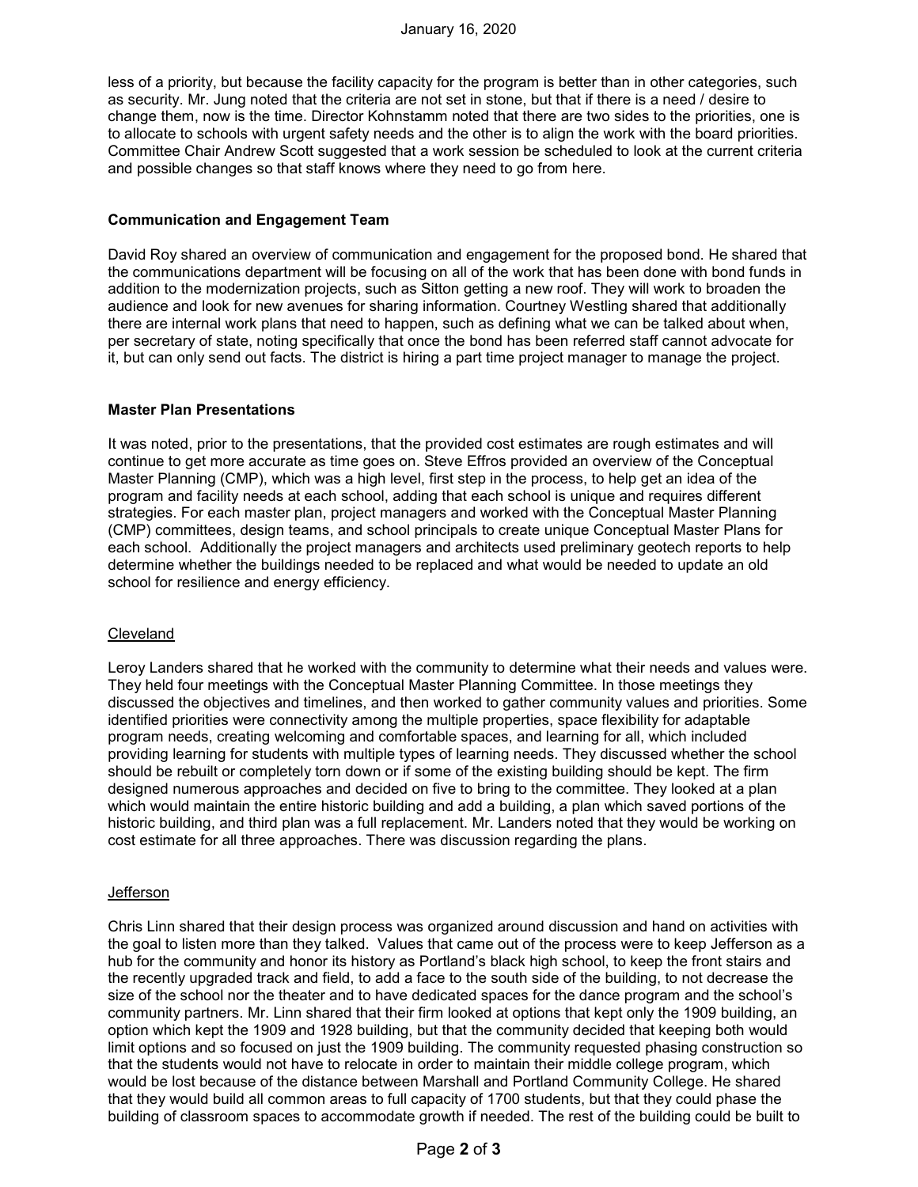less of a priority, but because the facility capacity for the program is better than in other categories, such as security. Mr. Jung noted that the criteria are not set in stone, but that if there is a need / desire to change them, now is the time. Director Kohnstamm noted that there are two sides to the priorities, one is to allocate to schools with urgent safety needs and the other is to align the work with the board priorities. Committee Chair Andrew Scott suggested that a work session be scheduled to look at the current criteria and possible changes so that staff knows where they need to go from here.

**Communication and Engagement Team**

David Roy shared an overview of communication and engagement for the proposed bond. He shared that the communications department will be focusing on all of the work that has been done with bond funds in addition to the modernization projects, such as Sitton getting a new roof. They will work to broaden the audience and look for new avenues for sharing information. Courtney Westling shared that additionally there are internal work plans that need to happen, such as defining what we can be talked about when, per secretary of state, noting specifically that once the bond has been referred staff cannot advocate for it, but can only send out facts. The district is hiring a part time project manager to manage the project.

**Master Plan Presentations**

It was noted, prior to the presentations, that the provided cost estimates are rough estimates and will continue to get more accurate as time goes on. Steve Effros provided an overview of the Conceptual Master Planning (CMP), which was a high level, first step in the process, to help get an idea of the program and facility needs at each school, adding that each school is unique and requires different strategies. For each master plan, project managers and worked with the Conceptual Master Planning (CMP) committees, design teams, and school principals to create unique Conceptual Master Plans for each school. Additionally the project managers and architects used preliminary geotech reports to help determine whether the buildings needed to be replaced and what would be needed to update an old school for resilience and energy efficiency.

<u>Cleveland</u>

Leroy Landers shared that he worked with the community to determine what their needs and values were. They held four meetings with the Conceptual Master Planning Committee. In those meetings they discussed the objectives and timelines, and then worked to gather community values and priorities. Some identified priorities were connectivity among the multiple properties, space flexibility for adaptable program needs, creating welcoming and comfortable spaces, and learning for all, which included providing learning for students with multiple types of learning needs. They discussed whether the school should be rebuilt or completely torn down or if some of the existing building should be kept. The firm designed numerous approaches and decided on five to bring to the committee. They looked at a plan which would maintain the entire historic building and add a building, a plan which saved portions of the historic building, and third plan was a full replacement. Mr. Landers noted that they would be working on cost estimate for all three approaches. There was discussion regarding the plans.

<u>Jefferson</u>

Chris Linn shared that their design process was organized around discussion and hand on activities with the goal to listen more than they talked. Values that came out of the process were to keep Jefferson as a hub for the community and honor its history as Portland's black high school, to keep the front stairs and the recently upgraded track and field, to add a face to the south side of the building, to not decrease the size of the school nor the theater and to have dedicated spaces for the dance program and the school's community partners. Mr. Linn shared that their firm looked at options that kept only the 1909 building, an option which kept the 1909 and 1928 building, but that the community decided that keeping both would limit options and so focused on just the 1909 building. The community requested phasing construction so that the students would not have to relocate in order to maintain their middle college program, which would be lost because of the distance between Marshall and Portland Community College. He shared that they would build all common areas to full capacity of 1700 students, but that they could phase the building of classroom spaces to accommodate growth if needed. The rest of the building could be built to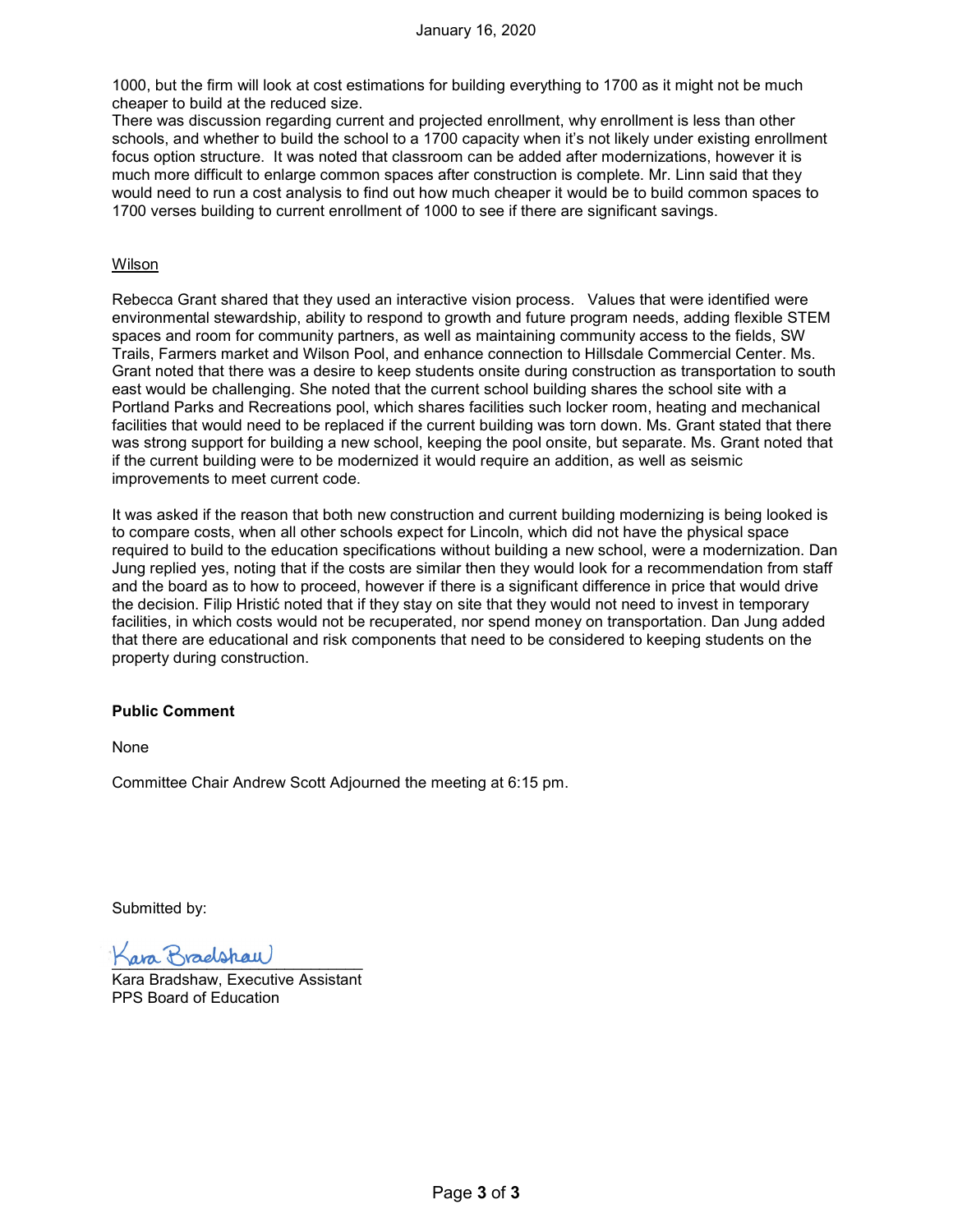1000, but the firm will look at cost estimations for building everything to 1700 as it might not be much cheaper to build at the reduced size.

There was discussion regarding current and projected enrollment, why enrollment is less than other schools, and whether to build the school to a 1700 capacity when it's not likely under existing enrollment focus option structure. It was noted that classroom can be added after modernizations, however it is much more difficult to enlarge common spaces after construction is complete. Mr. Linn said that they would need to run a cost analysis to find out how much cheaper it would be to build common spaces to 1700 verses building to current enrollment of 1000 to see if there are significant savings.

Wilson

Rebecca Grant shared that they used an interactive vision process. Values that were identified were environmental stewardship, ability to respond to growth and future program needs, adding flexible STEM spaces and room for community partners, as well as maintaining community access to the fields, SW Trails, Farmers market and Wilson Pool, and enhance connection to Hillsdale Commercial Center. Ms. Grant noted that there was a desire to keep students onsite during construction as transportation to south east would be challenging. She noted that the current school building shares the school site with a Portland Parks and Recreations pool, which shares facilities such locker room, heating and mechanical facilities that would need to be replaced if the current building was torn down. Ms. Grant stated that there was strong support for building a new school, keeping the pool onsite, but separate. Ms. Grant noted that if the current building were to be modernized it would require an addition, as well as seismic improvements to meet current code.

It was asked if the reason that both new construction and current building modernizing is being looked is to compare costs, when all other schools expect for Lincoln, which did not have the physical space required to build to the education specifications without building a new school, were a modernization. Dan Jung replied yes, noting that if the costs are similar then they would look for a recommendation from staff and the board as to how to proceed, however if there is a significant difference in price that would drive the decision. Filip Hristić noted that if they stay on site that they would not need to invest in temporary facilities, in which costs would not be recuperated, nor spend money on transportation. Dan Jung added that there are educational and risk components that need to be considered to keeping students on the property during construction.

**Public Comment**

None

Committee Chair Andrew Scott Adjourned the meeting at 6:15 pm.

Submitted by:

Kara Bradshaw

Kara Bradshaw, Executive Assistant
PPS Board of Education